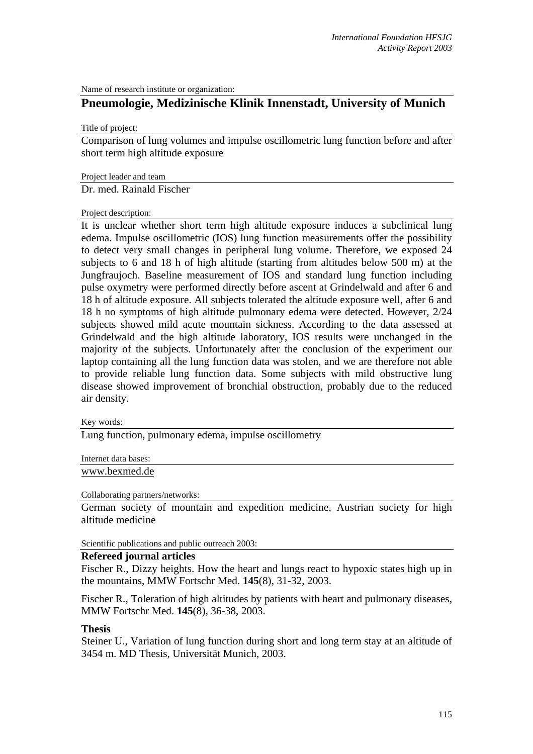Name of research institute or organization:

## Pneumologie, Medizinische Klinik Innenstadt, University of Munich

Title of project:

Comparison of lung volumes and impulse oscillometric lung function before and after short term high altitude exposure

Project leader and team

Dr. med. Rainald Fischer

Project description:

It is unclear whether short term high altitude exposure induces a subclinical lung edema. Impulse oscillometric (IOS) lung function measurements offer the possibility to detect very small changes in peripheral lung volume. Therefore, we exposed 24 subjects to 6 and 18 h of high altitude (starting from altitudes below 500 m) at the Jungfraujoch. Baseline measurement of IOS and standard lung function including pulse oxymetry were performed directly before ascent at Grindelwald and after 6 and 18 h of altitude exposure. All subjects tolerated the altitude exposure well, after 6 and 18 h no symptoms of high altitude pulmonary edema were detected. However, 2/24 subjects showed mild acute mountain sickness. According to the data assessed at Grindelwald and the high altitude laboratory, IOS results were unchanged in the majority of the subjects. Unfortunately after the conclusion of the experiment our laptop containing all the lung function data was stolen, and we are therefore not able to provide reliable lung function data. Some subjects with mild obstructive lung disease showed improvement of bronchial obstruction, probably due to the reduced air density.

Key words:

Lung function, pulmonary edema, impulse oscillometry

Internet data bases:

www.bexmed.de

Collaborating partners/networks:

German society of mountain and expedition medicine, Austrian society for high altitude medicine

Scientific publications and public outreach 2003:

**Refereed journal articles**

Fischer R., Dizzy heights. How the heart and lungs react to hypoxic states high up in the mountains, MMW Fortschr Med. **145**(8), 31-32, 2003.

Fischer R., Toleration of high altitudes by patients with heart and pulmonary diseases, MMW Fortschr Med. **145**(8), 36-38, 2003.

**Thesis**

Steiner U., Variation of lung function during short and long term stay at an altitude of 3454 m. MD Thesis, Universität Munich, 2003.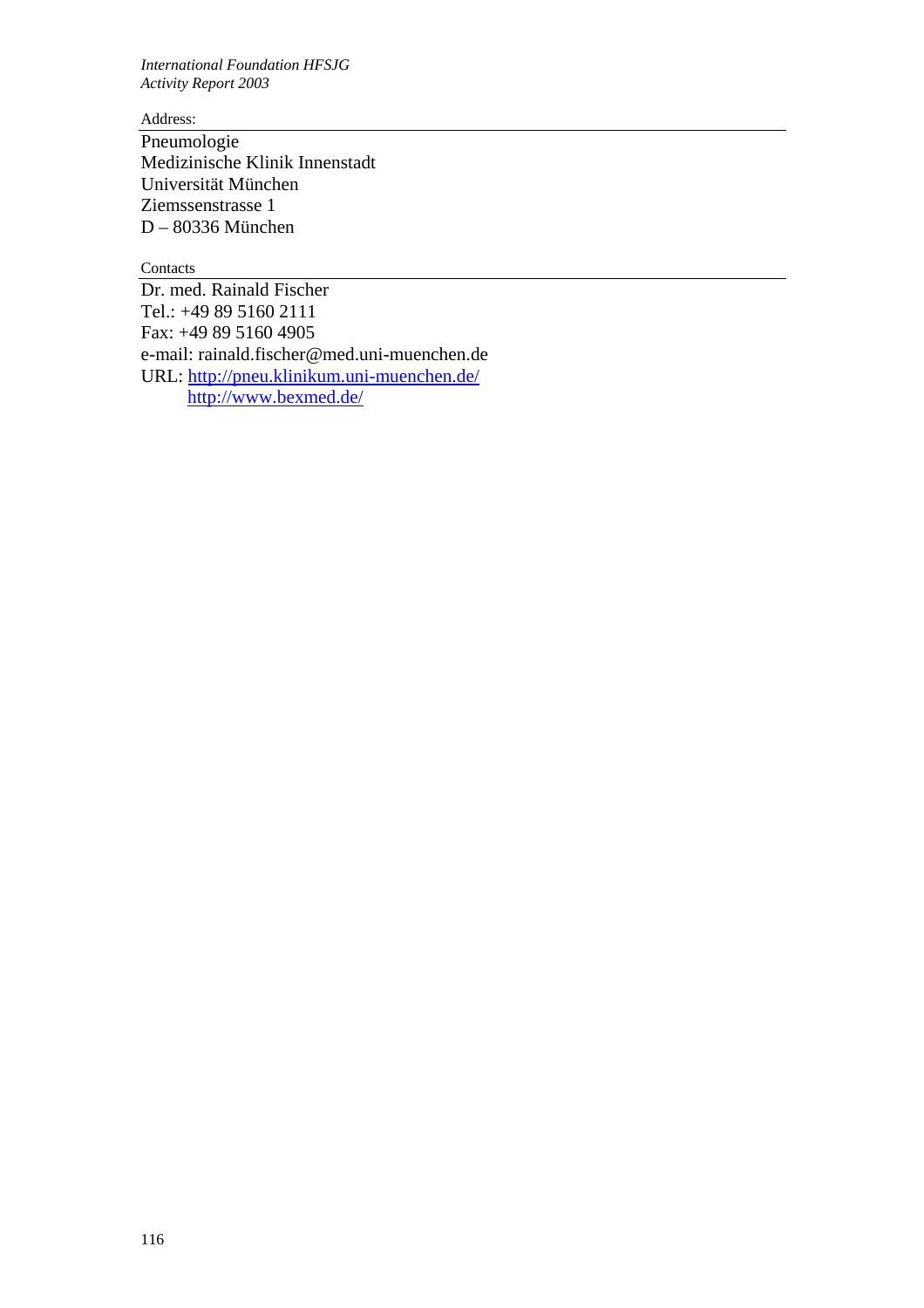Address:

Pneumologie
Medizinische Klinik Innenstadt
Universität München
Ziemssenstrasse 1
D – 80336 München

Contacts

Dr. med. Rainald Fischer
Tel.: +49 89 5160 2111
Fax: +49 89 5160 4905
e-mail: rainald.fischer@med.uni-muenchen.de
URL: http://pneu.klinikum.uni-muenchen.de/
http://www.bexmed.de/